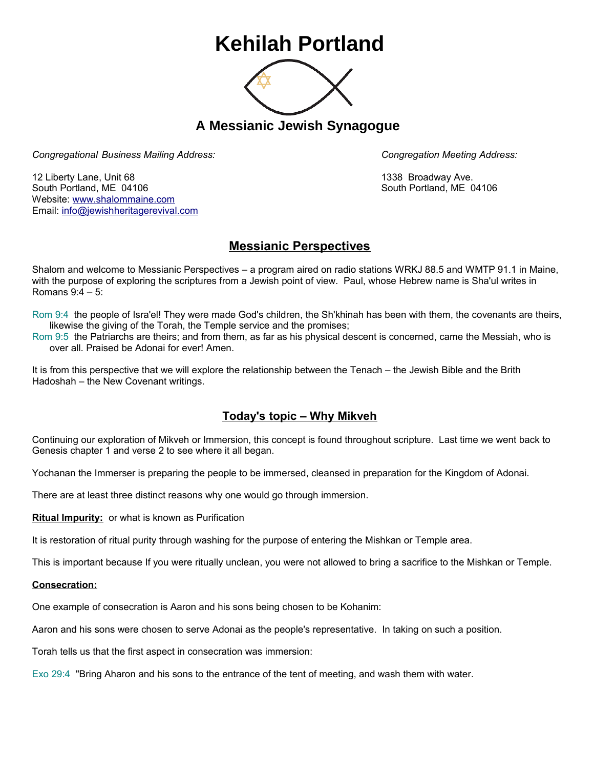# Kehilah Portland

## A Messianic Jewish Synagogue

*Congregational Business Mailing Address:*

12 Liberty Lane, Unit 68
South Portland, ME 04106
Website: www.shalommaine.com
Email: info@jewishheritagerevival.com

*Congregation Meeting Address:*

1338 Broadway Ave.
South Portland, ME 04106

## Messianic Perspectives

Shalom and welcome to Messianic Perspectives – a program aired on radio stations WRKJ 88.5 and WMTP 91.1 in Maine, with the purpose of exploring the scriptures from a Jewish point of view. Paul, whose Hebrew name is Sha'ul writes in Romans 9:4 – 5:

Rom 9:4 the people of Isra'el! They were made God's children, the Sh'khinah has been with them, the covenants are theirs, likewise the giving of the Torah, the Temple service and the promises;
Rom 9:5 the Patriarchs are theirs; and from them, as far as his physical descent is concerned, came the Messiah, who is over all. Praised be Adonai for ever! Amen.

It is from this perspective that we will explore the relationship between the Tenach – the Jewish Bible and the Brith Hadoshah – the New Covenant writings.

## Today's topic – Why Mikveh

Continuing our exploration of Mikveh or Immersion, this concept is found throughout scripture. Last time we went back to Genesis chapter 1 and verse 2 to see where it all began.

Yochanan the Immerser is preparing the people to be immersed, cleansed in preparation for the Kingdom of Adonai.

There are at least three distinct reasons why one would go through immersion.

**Ritual Impurity:** or what is known as Purification

It is restoration of ritual purity through washing for the purpose of entering the Mishkan or Temple area.

This is important because If you were ritually unclean, you were not allowed to bring a sacrifice to the Mishkan or Temple.

**Consecration:**

One example of consecration is Aaron and his sons being chosen to be Kohanim:

Aaron and his sons were chosen to serve Adonai as the people's representative. In taking on such a position.

Torah tells us that the first aspect in consecration was immersion:

Exo 29:4 "Bring Aharon and his sons to the entrance of the tent of meeting, and wash them with water.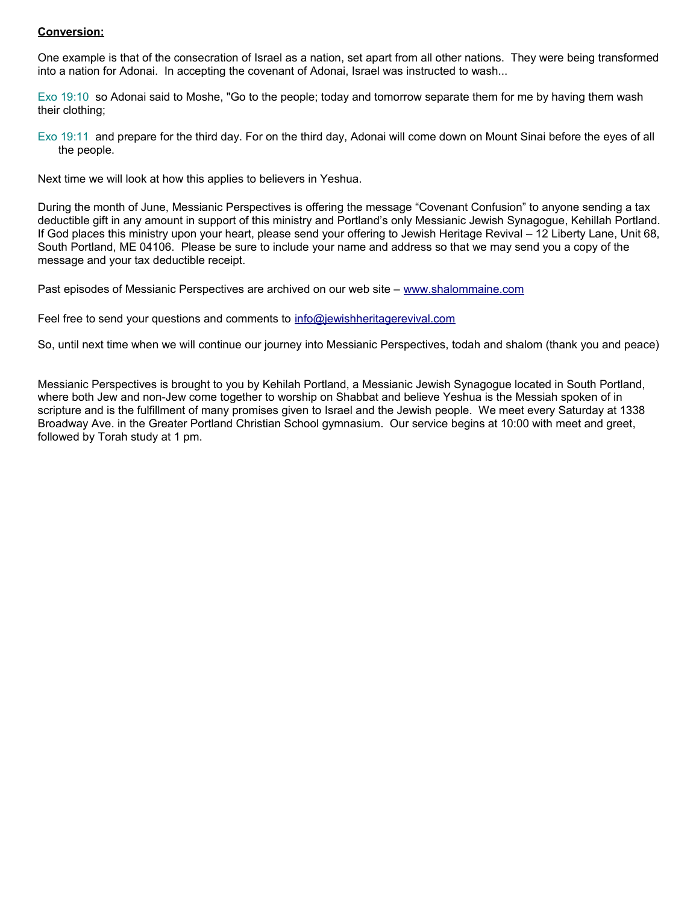**Conversion:**

One example is that of the consecration of Israel as a nation, set apart from all other nations. They were being transformed into a nation for Adonai. In accepting the covenant of Adonai, Israel was instructed to wash...

Exo 19:10 so Adonai said to Moshe, "Go to the people; today and tomorrow separate them for me by having them wash their clothing;

Exo 19:11 and prepare for the third day. For on the third day, Adonai will come down on Mount Sinai before the eyes of all the people.

Next time we will look at how this applies to believers in Yeshua.

During the month of June, Messianic Perspectives is offering the message "Covenant Confusion" to anyone sending a tax deductible gift in any amount in support of this ministry and Portland's only Messianic Jewish Synagogue, Kehillah Portland. If God places this ministry upon your heart, please send your offering to Jewish Heritage Revival – 12 Liberty Lane, Unit 68, South Portland, ME 04106. Please be sure to include your name and address so that we may send you a copy of the message and your tax deductible receipt.

Past episodes of Messianic Perspectives are archived on our web site – [www.shalommaine.com](http://www.shalommaine.com)

Feel free to send your questions and comments to [info@jewishheritagerevival.com](mailto:info@jewishheritagerevival.com)

So, until next time when we will continue our journey into Messianic Perspectives, todah and shalom (thank you and peace)

Messianic Perspectives is brought to you by Kehilah Portland, a Messianic Jewish Synagogue located in South Portland, where both Jew and non-Jew come together to worship on Shabbat and believe Yeshua is the Messiah spoken of in scripture and is the fulfillment of many promises given to Israel and the Jewish people. We meet every Saturday at 1338 Broadway Ave. in the Greater Portland Christian School gymnasium. Our service begins at 10:00 with meet and greet, followed by Torah study at 1 pm.